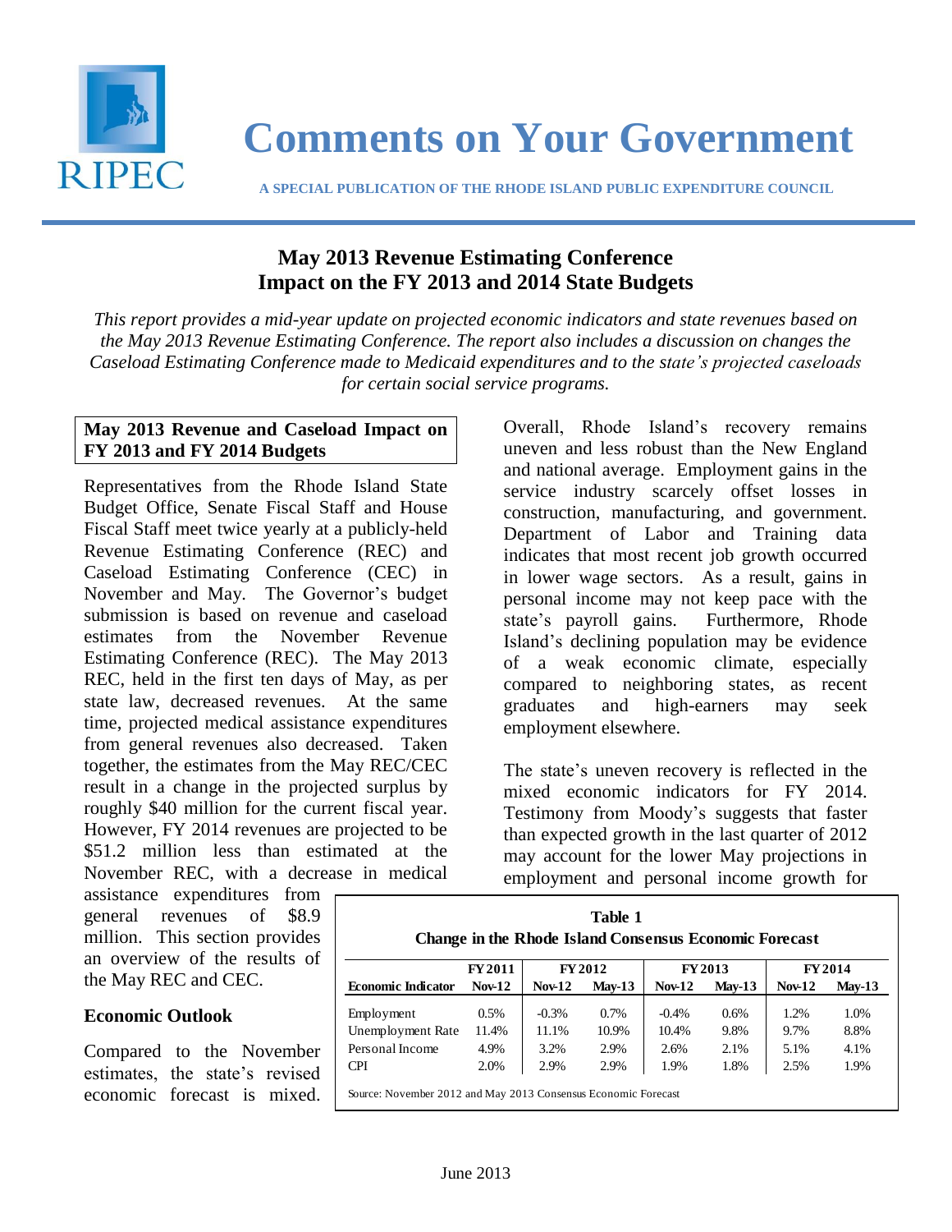# Comments on Your Government

**A SPECIAL PUBLICATION OF THE RHODE ISLAND PUBLIC EXPENDITURE COUNCIL**

## May 2013 Revenue Estimating Conference Impact on the FY 2013 and 2014 State Budgets

*This report provides a mid-year update on projected economic indicators and state revenues based on the May 2013 Revenue Estimating Conference. The report also includes a discussion on changes the Caseload Estimating Conference made to Medicaid expenditures and to the state's projected caseloads for certain social service programs.*

### May 2013 Revenue and Caseload Impact on FY 2013 and FY 2014 Budgets

Representatives from the Rhode Island State Budget Office, Senate Fiscal Staff and House Fiscal Staff meet twice yearly at a publicly-held Revenue Estimating Conference (REC) and Caseload Estimating Conference (CEC) in November and May. The Governor's budget submission is based on revenue and caseload estimates from the November Revenue Estimating Conference (REC). The May 2013 REC, held in the first ten days of May, as per state law, decreased revenues. At the same time, projected medical assistance expenditures from general revenues also decreased. Taken together, the estimates from the May REC/CEC result in a change in the projected surplus by roughly $40 million for the current fiscal year. However, FY 2014 revenues are projected to be $51.2 million less than estimated at the November REC, with a decrease in medical assistance expenditures from general revenues of $8.9 million. This section provides an overview of the results of the May REC and CEC.

### Economic Outlook

Compared to the November estimates, the state's revised economic forecast is mixed. Overall, Rhode Island's recovery remains uneven and less robust than the New England and national average. Employment gains in the service industry scarcely offset losses in construction, manufacturing, and government. Department of Labor and Training data indicates that most recent job growth occurred in lower wage sectors. As a result, gains in personal income may not keep pace with the state's payroll gains. Furthermore, Rhode Island's declining population may be evidence of a weak economic climate, especially compared to neighboring states, as recent graduates and high-earners may seek employment elsewhere.

The state's uneven recovery is reflected in the mixed economic indicators for FY 2014. Testimony from Moody's suggests that faster than expected growth in the last quarter of 2012 may account for the lower May projections in employment and personal income growth for

**Table 1**
**Change in the Rhode Island Consensus Economic Forecast**

| | FY 2011 | FY 2012 | | FY 2013 | | FY 2014 | |
|---|---|---|---|---|---|---|---|
| **Economic Indicator** | **Nov-12** | **Nov-12** | **May-13** | **Nov-12** | **May-13** | **Nov-12** | **May-13** |
| Employment | 0.5% | -0.3% | 0.7% | -0.4% | 0.6% | 1.2% | 1.0% |
| Unemployment Rate | 11.4% | 11.1% | 10.9% | 10.4% | 9.8% | 9.7% | 8.8% |
| Personal Income | 4.9% | 3.2% | 2.9% | 2.6% | 2.1% | 5.1% | 4.1% |
| CPI | 2.0% | 2.9% | 2.9% | 1.9% | 1.8% | 2.5% | 1.9% |

Source: November 2012 and May 2013 Consensus Economic Forecast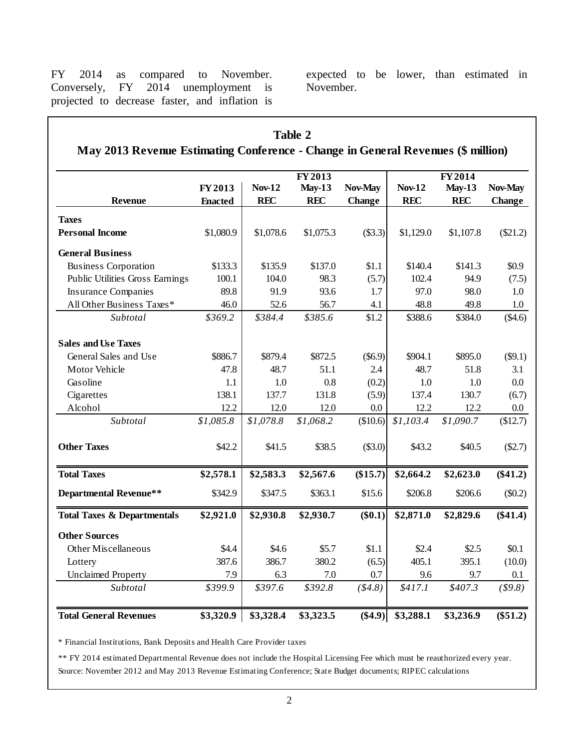FY 2014 as compared to November. Conversely, FY 2014 unemployment is projected to decrease faster, and inflation is expected to be lower, than estimated in November.

**Table 2**
**May 2013 Revenue Estimating Conference - Change in General Revenues ($ million)**

| | | FY 2013 | | | FY 2014 | | |
|---|---|---|---|---|---|---|---|
| **Revenue** | **FY 2013 Enacted** | **Nov-12 REC** | **May-13 REC** | **Nov-May Change** | **Nov-12 REC** | **May-13 REC** | **Nov-May Change** |
| **Taxes** | | | | | | | |
| **Personal Income** | $1,080.9 | $1,078.6 | $1,075.3 | ($3.3) | $1,129.0 | $1,107.8 | ($21.2) |
| **General Business** | | | | | | | |
| Business Corporation | $133.3 | $135.9 | $137.0 | $1.1 | $140.4 | $141.3 | $0.9 |
| Public Utilities Gross Earnings | 100.1 | 104.0 | 98.3 | (5.7) | 102.4 | 94.9 | (7.5) |
| Insurance Companies | 89.8 | 91.9 | 93.6 | 1.7 | 97.0 | 98.0 | 1.0 |
| All Other Business Taxes* | 46.0 | 52.6 | 56.7 | 4.1 | 48.8 | 49.8 | 1.0 |
| *Subtotal* | *$369.2* | *$384.4* | *$385.6* | $1.2 | $388.6 | $384.0 | ($4.6) |
| **Sales and Use Taxes** | | | | | | | |
| General Sales and Use | $886.7 | $879.4 | $872.5 | ($6.9) | $904.1 | $895.0 | ($9.1) |
| Motor Vehicle | 47.8 | 48.7 | 51.1 | 2.4 | 48.7 | 51.8 | 3.1 |
| Gasoline | 1.1 | 1.0 | 0.8 | (0.2) | 1.0 | 1.0 | 0.0 |
| Cigarettes | 138.1 | 137.7 | 131.8 | (5.9) | 137.4 | 130.7 | (6.7) |
| Alcohol | 12.2 | 12.0 | 12.0 | 0.0 | 12.2 | 12.2 | 0.0 |
| *Subtotal* | *$1,085.8* | *$1,078.8* | *$1,068.2* | ($10.6) | *$1,103.4* | *$1,090.7* | ($12.7) |
| **Other Taxes** | $42.2 | $41.5 | $38.5 | ($3.0) | $43.2 | $40.5 | ($2.7) |
| **Total Taxes** | **$2,578.1** | **$2,583.3** | **$2,567.6** | **($15.7)** | **$2,664.2** | **$2,623.0** | **($41.2)** |
| **Departmental Revenue**** | $342.9 | $347.5 | $363.1 | $15.6 | $206.8 | $206.6 | ($0.2) |
| **Total Taxes & Departmentals** | **$2,921.0** | **$2,930.8** | **$2,930.7** | **($0.1)** | **$2,871.0** | **$2,829.6** | **($41.4)** |
| **Other Sources** | | | | | | | |
| Other Miscellaneous | $4.4 | $4.6 | $5.7 | $1.1 | $2.4 | $2.5 | $0.1 |
| Lottery | 387.6 | 386.7 | 380.2 | (6.5) | 405.1 | 395.1 | (10.0) |
| Unclaimed Property | 7.9 | 6.3 | 7.0 | 0.7 | 9.6 | 9.7 | 0.1 |
| *Subtotal* | *$399.9* | *$397.6* | *$392.8* | *($4.8)* | *$417.1* | *$407.3* | *($9.8)* |
| **Total General Revenues** | **$3,320.9** | **$3,328.4** | **$3,323.5** | **($4.9)** | **$3,288.1** | **$3,236.9** | **($51.2)** |

* Financial Institutions, Bank Deposits and Health Care Provider taxes

** FY 2014 estimated Departmental Revenue does not include the Hospital Licensing Fee which must be reauthorized every year.

Source: November 2012 and May 2013 Revenue Estimating Conference; State Budget documents; RIPEC calculations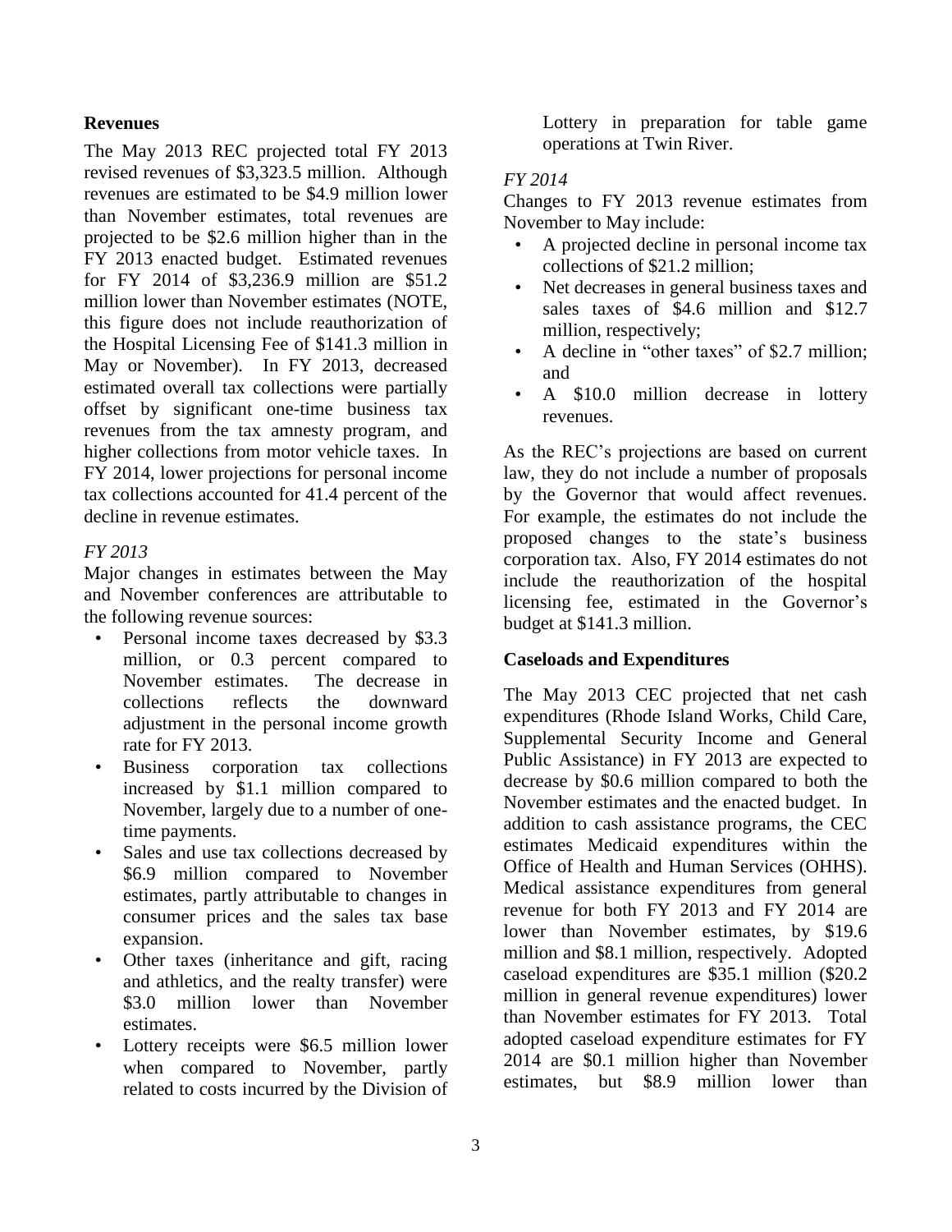**Revenues**

The May 2013 REC projected total FY 2013 revised revenues of $3,323.5 million. Although revenues are estimated to be $4.9 million lower than November estimates, total revenues are projected to be $2.6 million higher than in the FY 2013 enacted budget. Estimated revenues for FY 2014 of $3,236.9 million are $51.2 million lower than November estimates (NOTE, this figure does not include reauthorization of the Hospital Licensing Fee of $141.3 million in May or November). In FY 2013, decreased estimated overall tax collections were partially offset by significant one-time business tax revenues from the tax amnesty program, and higher collections from motor vehicle taxes. In FY 2014, lower projections for personal income tax collections accounted for 41.4 percent of the decline in revenue estimates.

*FY 2013*

Major changes in estimates between the May and November conferences are attributable to the following revenue sources:

- Personal income taxes decreased by $3.3 million, or 0.3 percent compared to November estimates. The decrease in collections reflects the downward adjustment in the personal income growth rate for FY 2013.
- Business corporation tax collections increased by $1.1 million compared to November, largely due to a number of one-time payments.
- Sales and use tax collections decreased by $6.9 million compared to November estimates, partly attributable to changes in consumer prices and the sales tax base expansion.
- Other taxes (inheritance and gift, racing and athletics, and the realty transfer) were $3.0 million lower than November estimates.
- Lottery receipts were $6.5 million lower when compared to November, partly related to costs incurred by the Division of Lottery in preparation for table game operations at Twin River.

*FY 2014*

Changes to FY 2013 revenue estimates from November to May include:

- A projected decline in personal income tax collections of $21.2 million;
- Net decreases in general business taxes and sales taxes of $4.6 million and $12.7 million, respectively;
- A decline in "other taxes" of $2.7 million; and
- A $10.0 million decrease in lottery revenues.

As the REC's projections are based on current law, they do not include a number of proposals by the Governor that would affect revenues. For example, the estimates do not include the proposed changes to the state's business corporation tax. Also, FY 2014 estimates do not include the reauthorization of the hospital licensing fee, estimated in the Governor's budget at $141.3 million.

**Caseloads and Expenditures**

The May 2013 CEC projected that net cash expenditures (Rhode Island Works, Child Care, Supplemental Security Income and General Public Assistance) in FY 2013 are expected to decrease by $0.6 million compared to both the November estimates and the enacted budget. In addition to cash assistance programs, the CEC estimates Medicaid expenditures within the Office of Health and Human Services (OHHS). Medical assistance expenditures from general revenue for both FY 2013 and FY 2014 are lower than November estimates, by $19.6 million and $8.1 million, respectively. Adopted caseload expenditures are $35.1 million ($20.2 million in general revenue expenditures) lower than November estimates for FY 2013. Total adopted caseload expenditure estimates for FY 2014 are $0.1 million higher than November estimates, but $8.9 million lower than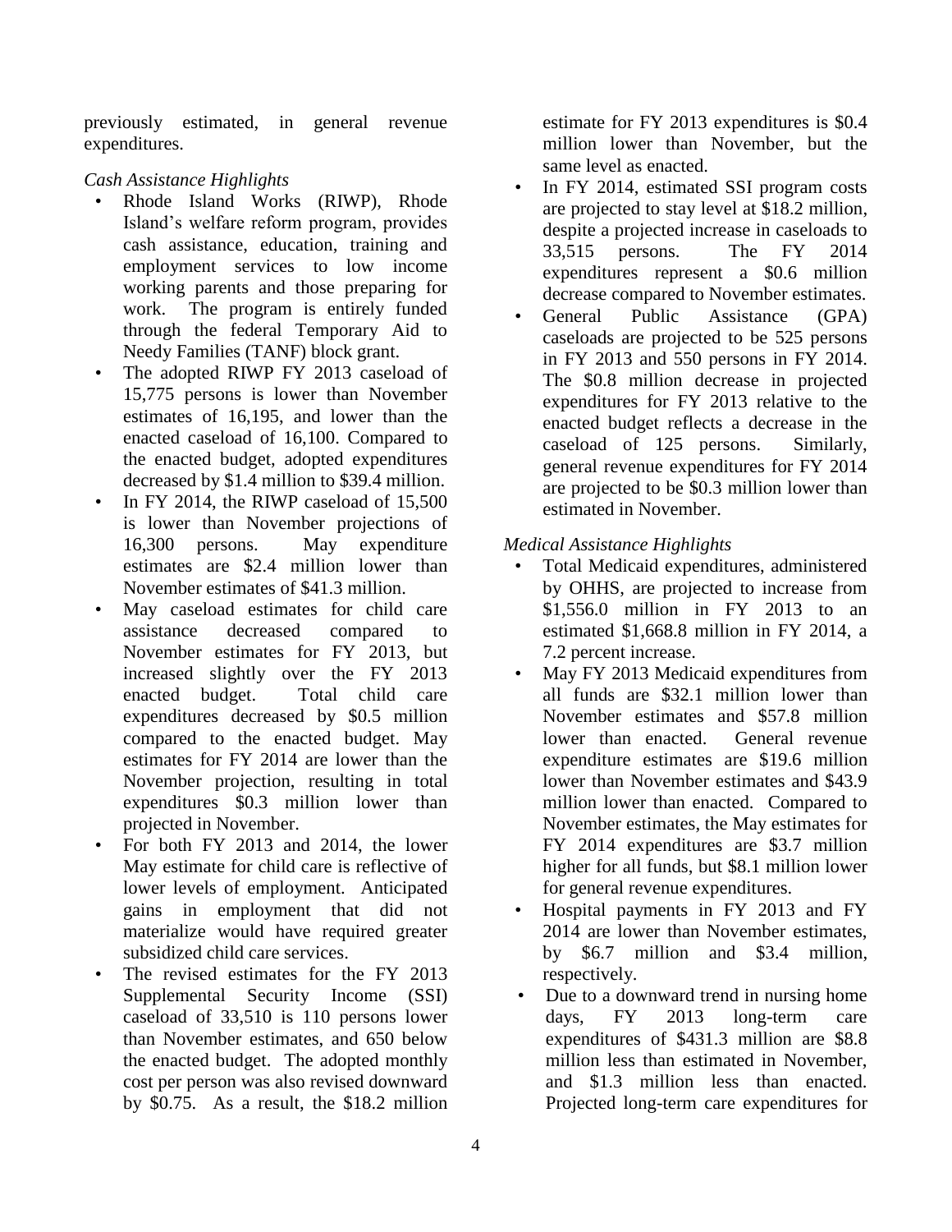previously estimated, in general revenue expenditures.

*Cash Assistance Highlights*

- Rhode Island Works (RIWP), Rhode Island's welfare reform program, provides cash assistance, education, training and employment services to low income working parents and those preparing for work. The program is entirely funded through the federal Temporary Aid to Needy Families (TANF) block grant.
- The adopted RIWP FY 2013 caseload of 15,775 persons is lower than November estimates of 16,195, and lower than the enacted caseload of 16,100. Compared to the enacted budget, adopted expenditures decreased by $1.4 million to $39.4 million.
- In FY 2014, the RIWP caseload of 15,500 is lower than November projections of 16,300 persons. May expenditure estimates are $2.4 million lower than November estimates of $41.3 million.
- May caseload estimates for child care assistance decreased compared to November estimates for FY 2013, but increased slightly over the FY 2013 enacted budget. Total child care expenditures decreased by $0.5 million compared to the enacted budget. May estimates for FY 2014 are lower than the November projection, resulting in total expenditures $0.3 million lower than projected in November.
- For both FY 2013 and 2014, the lower May estimate for child care is reflective of lower levels of employment. Anticipated gains in employment that did not materialize would have required greater subsidized child care services.
- The revised estimates for the FY 2013 Supplemental Security Income (SSI) caseload of 33,510 is 110 persons lower than November estimates, and 650 below the enacted budget. The adopted monthly cost per person was also revised downward by $0.75. As a result, the $18.2 million estimate for FY 2013 expenditures is $0.4 million lower than November, but the same level as enacted.
- In FY 2014, estimated SSI program costs are projected to stay level at $18.2 million, despite a projected increase in caseloads to 33,515 persons. The FY 2014 expenditures represent a $0.6 million decrease compared to November estimates.
- General Public Assistance (GPA) caseloads are projected to be 525 persons in FY 2013 and 550 persons in FY 2014. The $0.8 million decrease in projected expenditures for FY 2013 relative to the enacted budget reflects a decrease in the caseload of 125 persons. Similarly, general revenue expenditures for FY 2014 are projected to be $0.3 million lower than estimated in November.

*Medical Assistance Highlights*

- Total Medicaid expenditures, administered by OHHS, are projected to increase from $1,556.0 million in FY 2013 to an estimated $1,668.8 million in FY 2014, a 7.2 percent increase.
- May FY 2013 Medicaid expenditures from all funds are $32.1 million lower than November estimates and $57.8 million lower than enacted. General revenue expenditure estimates are $19.6 million lower than November estimates and $43.9 million lower than enacted. Compared to November estimates, the May estimates for FY 2014 expenditures are $3.7 million higher for all funds, but $8.1 million lower for general revenue expenditures.
- Hospital payments in FY 2013 and FY 2014 are lower than November estimates, by $6.7 million and $3.4 million, respectively.
- Due to a downward trend in nursing home days, FY 2013 long-term care expenditures of $431.3 million are $8.8 million less than estimated in November, and $1.3 million less than enacted. Projected long-term care expenditures for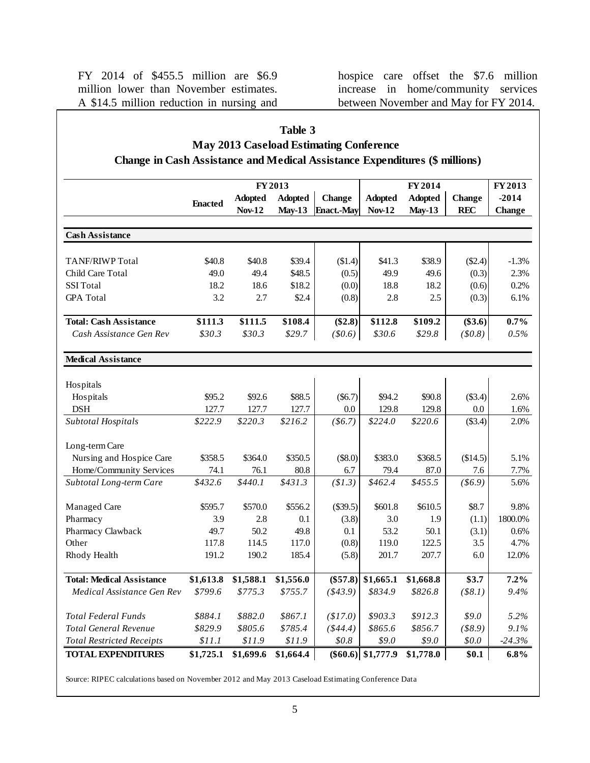FY 2014 of $455.5 million are $6.9 million lower than November estimates. A $14.5 million reduction in nursing and hospice care offset the $7.6 million increase in home/community services between November and May for FY 2014.

**Table 3**
**May 2013 Caseload Estimating Conference**
**Change in Cash Assistance and Medical Assistance Expenditures ($ millions)**

| | FY 2013 | | | | FY 2014 | | | FY 2013 -2014 |
|---|---|---|---|---|---|---|---|---|
| | Enacted | Adopted Nov-12 | Adopted May-13 | Change Enact.-May | Adopted Nov-12 | Adopted May-13 | Change REC | Change |
| **Cash Assistance** | | | | | | | | |
| TANF/RIWP Total | $40.8 | $40.8 | $39.4 | ($1.4) | $41.3 | $38.9 | ($2.4) | -1.3% |
| Child Care Total | 49.0 | 49.4 | $48.5 | (0.5) | 49.9 | 49.6 | (0.3) | 2.3% |
| SSI Total | 18.2 | 18.6 | $18.2 | (0.0) | 18.8 | 18.2 | (0.6) | 0.2% |
| GPA Total | 3.2 | 2.7 | $2.4 | (0.8) | 2.8 | 2.5 | (0.3) | 6.1% |
| **Total: Cash Assistance** | **$111.3** | **$111.5** | **$108.4** | **($2.8)** | **$112.8** | **$109.2** | **($3.6)** | **0.7%** |
| *Cash Assistance Gen Rev* | *$30.3* | *$30.3* | *$29.7* | *($0.6)* | *$30.6* | *$29.8* | *($0.8)* | *0.5%* |
| **Medical Assistance** | | | | | | | | |
| Hospitals | | | | | | | | |
| Hospitals | $95.2 | $92.6 | $88.5 | ($6.7) | $94.2 | $90.8 | ($3.4) | 2.6% |
| DSH | 127.7 | 127.7 | 127.7 | 0.0 | 129.8 | 129.8 | 0.0 | 1.6% |
| *Subtotal Hospitals* | *$222.9* | *$220.3* | *$216.2* | *($6.7)* | *$224.0* | *$220.6* | ($3.4) | 2.0% |
| Long-term Care | | | | | | | | |
| Nursing and Hospice Care | $358.5 | $364.0 | $350.5 | ($8.0) | $383.0 | $368.5 | ($14.5) | 5.1% |
| Home/Community Services | 74.1 | 76.1 | 80.8 | 6.7 | 79.4 | 87.0 | 7.6 | 7.7% |
| *Subtotal Long-term Care* | *$432.6* | *$440.1* | *$431.3* | *($1.3)* | *$462.4* | *$455.5* | *($6.9)* | 5.6% |
| Managed Care | $595.7 | $570.0 | $556.2 | ($39.5) | $601.8 | $610.5 | $8.7 | 9.8% |
| Pharmacy | 3.9 | 2.8 | 0.1 | (3.8) | 3.0 | 1.9 | (1.1) | 1800.0% |
| Pharmacy Clawback | 49.7 | 50.2 | 49.8 | 0.1 | 53.2 | 50.1 | (3.1) | 0.6% |
| Other | 117.8 | 114.5 | 117.0 | (0.8) | 119.0 | 122.5 | 3.5 | 4.7% |
| Rhody Health | 191.2 | 190.2 | 185.4 | (5.8) | 201.7 | 207.7 | 6.0 | 12.0% |
| **Total: Medical Assistance** | **$1,613.8** | **$1,588.1** | **$1,556.0** | **($57.8)** | **$1,665.1** | **$1,668.8** | **$3.7** | **7.2%** |
| *Medical Assistance Gen Rev* | *$799.6* | *$775.3* | *$755.7* | *($43.9)* | *$834.9* | *$826.8* | *($8.1)* | *9.4%* |
| *Total Federal Funds* | *$884.1* | *$882.0* | *$867.1* | *($17.0)* | *$903.3* | *$912.3* | *$9.0* | *5.2%* |
| *Total General Revenue* | *$829.9* | *$805.6* | *$785.4* | *($44.4)* | *$865.6* | *$856.7* | *($8.9)* | *9.1%* |
| *Total Restricted Receipts* | *$11.1* | *$11.9* | *$11.9* | *$0.8* | *$9.0* | *$9.0* | *$0.0* | *-24.3%* |
| **TOTAL EXPENDITURES** | **$1,725.1** | **$1,699.6** | **$1,664.4** | **($60.6)** | **$1,777.9** | **$1,778.0** | **$0.1** | **6.8%** |

Source: RIPEC calculations based on November 2012 and May 2013 Caseload Estimating Conference Data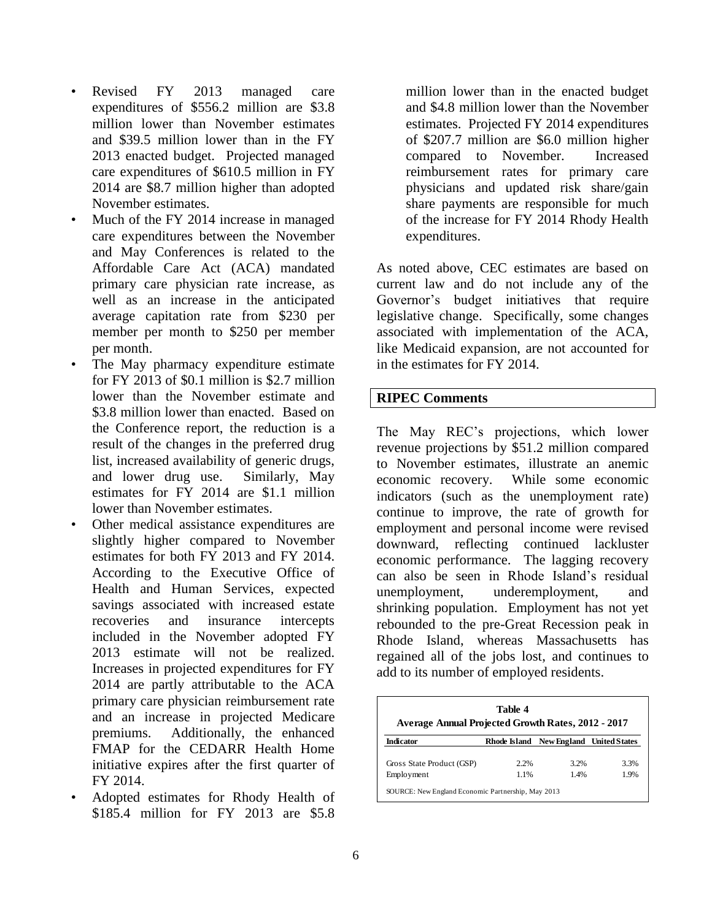- Revised FY 2013 managed care expenditures of $556.2 million are $3.8 million lower than November estimates and $39.5 million lower than in the FY 2013 enacted budget. Projected managed care expenditures of $610.5 million in FY 2014 are $8.7 million higher than adopted November estimates.
- Much of the FY 2014 increase in managed care expenditures between the November and May Conferences is related to the Affordable Care Act (ACA) mandated primary care physician rate increase, as well as an increase in the anticipated average capitation rate from $230 per member per month to $250 per member per month.
- The May pharmacy expenditure estimate for FY 2013 of $0.1 million is $2.7 million lower than the November estimate and $3.8 million lower than enacted. Based on the Conference report, the reduction is a result of the changes in the preferred drug list, increased availability of generic drugs, and lower drug use. Similarly, May estimates for FY 2014 are $1.1 million lower than November estimates.
- Other medical assistance expenditures are slightly higher compared to November estimates for both FY 2013 and FY 2014. According to the Executive Office of Health and Human Services, expected savings associated with increased estate recoveries and insurance intercepts included in the November adopted FY 2013 estimate will not be realized. Increases in projected expenditures for FY 2014 are partly attributable to the ACA primary care physician reimbursement rate and an increase in projected Medicare premiums. Additionally, the enhanced FMAP for the CEDARR Health Home initiative expires after the first quarter of FY 2014.
- Adopted estimates for Rhody Health of $185.4 million for FY 2013 are $5.8 million lower than in the enacted budget and $4.8 million lower than the November estimates. Projected FY 2014 expenditures of $207.7 million are $6.0 million higher compared to November. Increased reimbursement rates for primary care physicians and updated risk share/gain share payments are responsible for much of the increase for FY 2014 Rhody Health expenditures.

As noted above, CEC estimates are based on current law and do not include any of the Governor's budget initiatives that require legislative change. Specifically, some changes associated with implementation of the ACA, like Medicaid expansion, are not accounted for in the estimates for FY 2014.

## RIPEC Comments

The May REC's projections, which lower revenue projections by $51.2 million compared to November estimates, illustrate an anemic economic recovery. While some economic indicators (such as the unemployment rate) continue to improve, the rate of growth for employment and personal income were revised downward, reflecting continued lackluster economic performance. The lagging recovery can also be seen in Rhode Island's residual unemployment, underemployment, and shrinking population. Employment has not yet rebounded to the pre-Great Recession peak in Rhode Island, whereas Massachusetts has regained all of the jobs lost, and continues to add to its number of employed residents.

**Table 4**
**Average Annual Projected Growth Rates, 2012 - 2017**

| Indicator | Rhode Island | New England | United States |
|---|---|---|---|
| Gross State Product (GSP) | 2.2% | 3.2% | 3.3% |
| Employment | 1.1% | 1.4% | 1.9% |

SOURCE: New England Economic Partnership, May 2013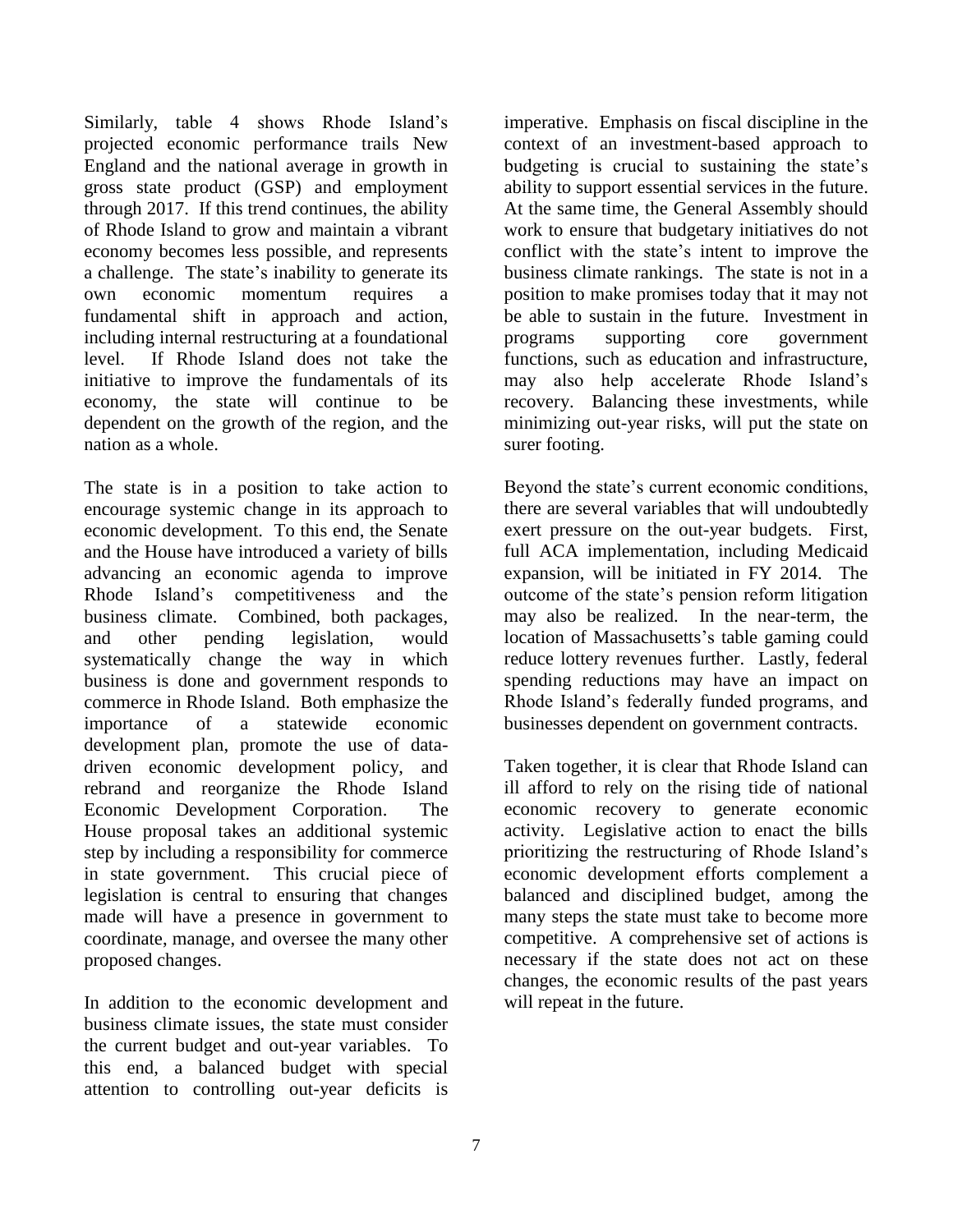Similarly, table 4 shows Rhode Island's projected economic performance trails New England and the national average in growth in gross state product (GSP) and employment through 2017. If this trend continues, the ability of Rhode Island to grow and maintain a vibrant economy becomes less possible, and represents a challenge. The state's inability to generate its own economic momentum requires a fundamental shift in approach and action, including internal restructuring at a foundational level. If Rhode Island does not take the initiative to improve the fundamentals of its economy, the state will continue to be dependent on the growth of the region, and the nation as a whole.

The state is in a position to take action to encourage systemic change in its approach to economic development. To this end, the Senate and the House have introduced a variety of bills advancing an economic agenda to improve Rhode Island's competitiveness and the business climate. Combined, both packages, and other pending legislation, would systematically change the way in which business is done and government responds to commerce in Rhode Island. Both emphasize the importance of a statewide economic development plan, promote the use of data-driven economic development policy, and rebrand and reorganize the Rhode Island Economic Development Corporation. The House proposal takes an additional systemic step by including a responsibility for commerce in state government. This crucial piece of legislation is central to ensuring that changes made will have a presence in government to coordinate, manage, and oversee the many other proposed changes.

In addition to the economic development and business climate issues, the state must consider the current budget and out-year variables. To this end, a balanced budget with special attention to controlling out-year deficits is imperative. Emphasis on fiscal discipline in the context of an investment-based approach to budgeting is crucial to sustaining the state's ability to support essential services in the future. At the same time, the General Assembly should work to ensure that budgetary initiatives do not conflict with the state's intent to improve the business climate rankings. The state is not in a position to make promises today that it may not be able to sustain in the future. Investment in programs supporting core government functions, such as education and infrastructure, may also help accelerate Rhode Island's recovery. Balancing these investments, while minimizing out-year risks, will put the state on surer footing.

Beyond the state's current economic conditions, there are several variables that will undoubtedly exert pressure on the out-year budgets. First, full ACA implementation, including Medicaid expansion, will be initiated in FY 2014. The outcome of the state's pension reform litigation may also be realized. In the near-term, the location of Massachusetts's table gaming could reduce lottery revenues further. Lastly, federal spending reductions may have an impact on Rhode Island's federally funded programs, and businesses dependent on government contracts.

Taken together, it is clear that Rhode Island can ill afford to rely on the rising tide of national economic recovery to generate economic activity. Legislative action to enact the bills prioritizing the restructuring of Rhode Island's economic development efforts complement a balanced and disciplined budget, among the many steps the state must take to become more competitive. A comprehensive set of actions is necessary if the state does not act on these changes, the economic results of the past years will repeat in the future.